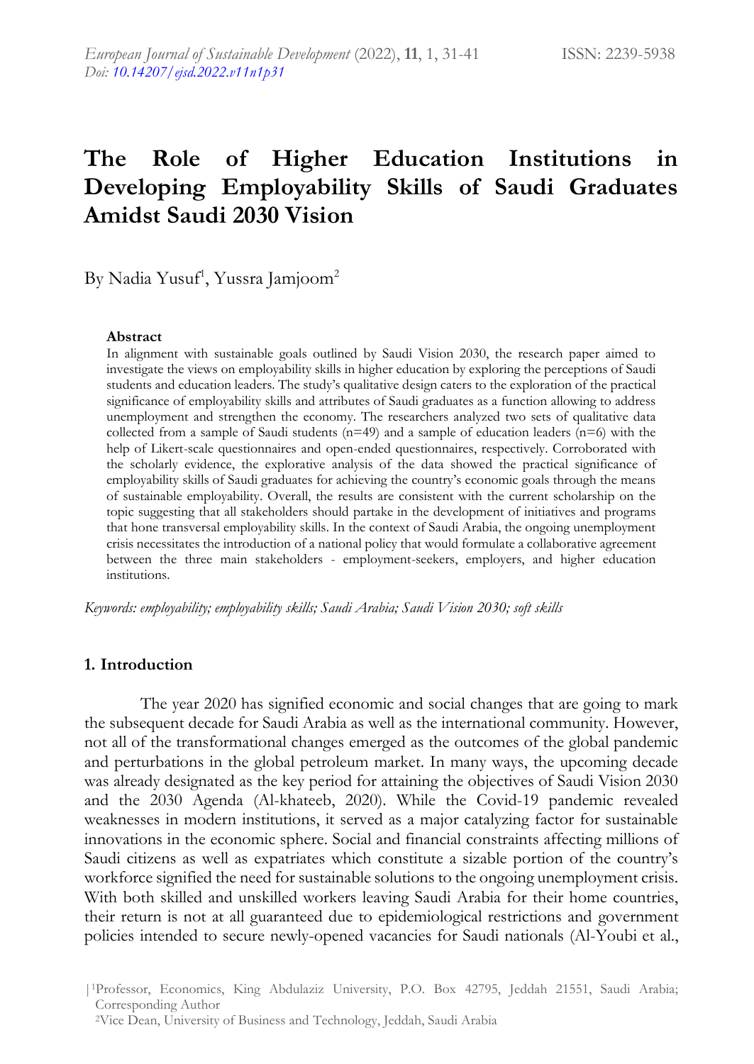# The Role of Higher Education Institutions in Developing Employability Skills of Saudi Graduates Amidst Saudi 2030 Vision

By Nadia Yusuf[1], Yussra Jamjoom[2]

### Abstract

In alignment with sustainable goals outlined by Saudi Vision 2030, the research paper aimed to investigate the views on employability skills in higher education by exploring the perceptions of Saudi students and education leaders. The study's qualitative design caters to the exploration of the practical significance of employability skills and attributes of Saudi graduates as a function allowing to address unemployment and strengthen the economy. The researchers analyzed two sets of qualitative data collected from a sample of Saudi students (n=49) and a sample of education leaders (n=6) with the help of Likert-scale questionnaires and open-ended questionnaires, respectively. Corroborated with the scholarly evidence, the explorative analysis of the data showed the practical significance of employability skills of Saudi graduates for achieving the country's economic goals through the means of sustainable employability. Overall, the results are consistent with the current scholarship on the topic suggesting that all stakeholders should partake in the development of initiatives and programs that hone transversal employability skills. In the context of Saudi Arabia, the ongoing unemployment crisis necessitates the introduction of a national policy that would formulate a collaborative agreement between the three main stakeholders - employment-seekers, employers, and higher education institutions.

*Keywords: employability; employability skills; Saudi Arabia; Saudi Vision 2030; soft skills*

## 1. Introduction

The year 2020 has signified economic and social changes that are going to mark the subsequent decade for Saudi Arabia as well as the international community. However, not all of the transformational changes emerged as the outcomes of the global pandemic and perturbations in the global petroleum market. In many ways, the upcoming decade was already designated as the key period for attaining the objectives of Saudi Vision 2030 and the 2030 Agenda (Al-khateeb, 2020). While the Covid-19 pandemic revealed weaknesses in modern institutions, it served as a major catalyzing factor for sustainable innovations in the economic sphere. Social and financial constraints affecting millions of Saudi citizens as well as expatriates which constitute a sizable portion of the country's workforce signified the need for sustainable solutions to the ongoing unemployment crisis. With both skilled and unskilled workers leaving Saudi Arabia for their home countries, their return is not at all guaranteed due to epidemiological restrictions and government policies intended to secure newly-opened vacancies for Saudi nationals (Al-Youbi et al.,

[1]Professor, Economics, King Abdulaziz University, P.O. Box 42795, Jeddah 21551, Saudi Arabia; Corresponding Author

[2]Vice Dean, University of Business and Technology, Jeddah, Saudi Arabia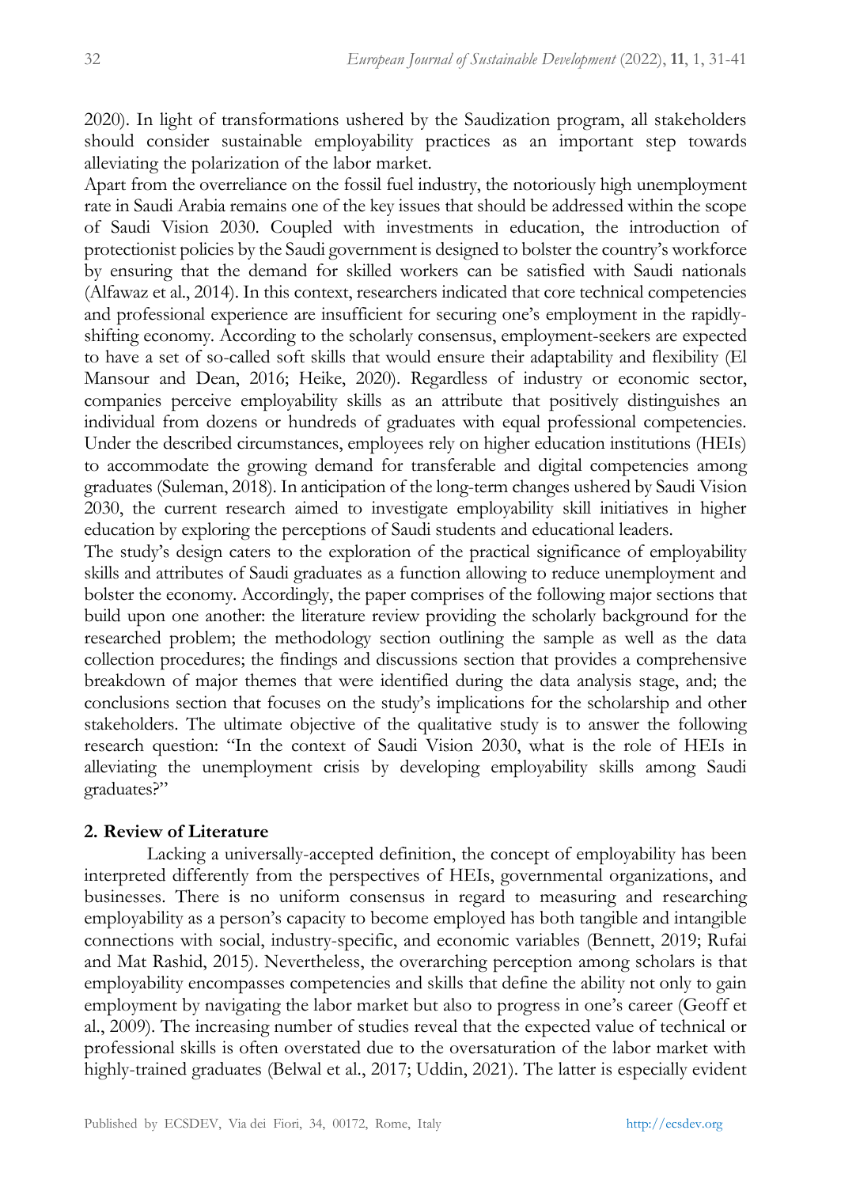2020). In light of transformations ushered by the Saudization program, all stakeholders should consider sustainable employability practices as an important step towards alleviating the polarization of the labor market.

Apart from the overreliance on the fossil fuel industry, the notoriously high unemployment rate in Saudi Arabia remains one of the key issues that should be addressed within the scope of Saudi Vision 2030. Coupled with investments in education, the introduction of protectionist policies by the Saudi government is designed to bolster the country's workforce by ensuring that the demand for skilled workers can be satisfied with Saudi nationals (Alfawaz et al., 2014). In this context, researchers indicated that core technical competencies and professional experience are insufficient for securing one's employment in the rapidly-shifting economy. According to the scholarly consensus, employment-seekers are expected to have a set of so-called soft skills that would ensure their adaptability and flexibility (El Mansour and Dean, 2016; Heike, 2020). Regardless of industry or economic sector, companies perceive employability skills as an attribute that positively distinguishes an individual from dozens or hundreds of graduates with equal professional competencies. Under the described circumstances, employees rely on higher education institutions (HEIs) to accommodate the growing demand for transferable and digital competencies among graduates (Suleman, 2018). In anticipation of the long-term changes ushered by Saudi Vision 2030, the current research aimed to investigate employability skill initiatives in higher education by exploring the perceptions of Saudi students and educational leaders.

The study's design caters to the exploration of the practical significance of employability skills and attributes of Saudi graduates as a function allowing to reduce unemployment and bolster the economy. Accordingly, the paper comprises of the following major sections that build upon one another: the literature review providing the scholarly background for the researched problem; the methodology section outlining the sample as well as the data collection procedures; the findings and discussions section that provides a comprehensive breakdown of major themes that were identified during the data analysis stage, and; the conclusions section that focuses on the study's implications for the scholarship and other stakeholders. The ultimate objective of the qualitative study is to answer the following research question: "In the context of Saudi Vision 2030, what is the role of HEIs in alleviating the unemployment crisis by developing employability skills among Saudi graduates?"

## 2. Review of Literature

Lacking a universally-accepted definition, the concept of employability has been interpreted differently from the perspectives of HEIs, governmental organizations, and businesses. There is no uniform consensus in regard to measuring and researching employability as a person's capacity to become employed has both tangible and intangible connections with social, industry-specific, and economic variables (Bennett, 2019; Rufai and Mat Rashid, 2015). Nevertheless, the overarching perception among scholars is that employability encompasses competencies and skills that define the ability not only to gain employment by navigating the labor market but also to progress in one's career (Geoff et al., 2009). The increasing number of studies reveal that the expected value of technical or professional skills is often overstated due to the oversaturation of the labor market with highly-trained graduates (Belwal et al., 2017; Uddin, 2021). The latter is especially evident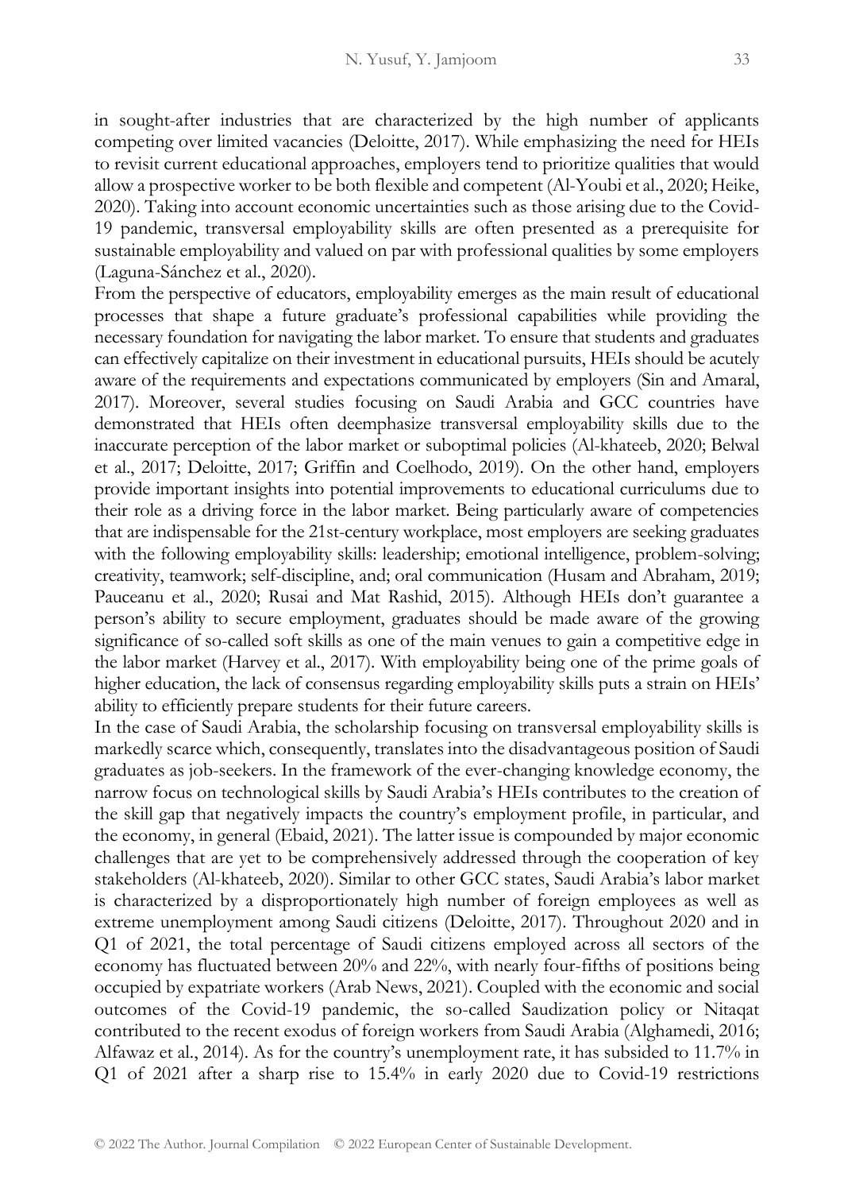in sought-after industries that are characterized by the high number of applicants competing over limited vacancies (Deloitte, 2017). While emphasizing the need for HEIs to revisit current educational approaches, employers tend to prioritize qualities that would allow a prospective worker to be both flexible and competent (Al-Youbi et al., 2020; Heike, 2020). Taking into account economic uncertainties such as those arising due to the Covid-19 pandemic, transversal employability skills are often presented as a prerequisite for sustainable employability and valued on par with professional qualities by some employers (Laguna-Sánchez et al., 2020).

From the perspective of educators, employability emerges as the main result of educational processes that shape a future graduate's professional capabilities while providing the necessary foundation for navigating the labor market. To ensure that students and graduates can effectively capitalize on their investment in educational pursuits, HEIs should be acutely aware of the requirements and expectations communicated by employers (Sin and Amaral, 2017). Moreover, several studies focusing on Saudi Arabia and GCC countries have demonstrated that HEIs often deemphasize transversal employability skills due to the inaccurate perception of the labor market or suboptimal policies (Al-khateeb, 2020; Belwal et al., 2017; Deloitte, 2017; Griffin and Coelhodo, 2019). On the other hand, employers provide important insights into potential improvements to educational curriculums due to their role as a driving force in the labor market. Being particularly aware of competencies that are indispensable for the 21st-century workplace, most employers are seeking graduates with the following employability skills: leadership; emotional intelligence, problem-solving; creativity, teamwork; self-discipline, and; oral communication (Husam and Abraham, 2019; Pauceanu et al., 2020; Rusai and Mat Rashid, 2015). Although HEIs don't guarantee a person's ability to secure employment, graduates should be made aware of the growing significance of so-called soft skills as one of the main venues to gain a competitive edge in the labor market (Harvey et al., 2017). With employability being one of the prime goals of higher education, the lack of consensus regarding employability skills puts a strain on HEIs' ability to efficiently prepare students for their future careers.

In the case of Saudi Arabia, the scholarship focusing on transversal employability skills is markedly scarce which, consequently, translates into the disadvantageous position of Saudi graduates as job-seekers. In the framework of the ever-changing knowledge economy, the narrow focus on technological skills by Saudi Arabia's HEIs contributes to the creation of the skill gap that negatively impacts the country's employment profile, in particular, and the economy, in general (Ebaid, 2021). The latter issue is compounded by major economic challenges that are yet to be comprehensively addressed through the cooperation of key stakeholders (Al-khateeb, 2020). Similar to other GCC states, Saudi Arabia's labor market is characterized by a disproportionately high number of foreign employees as well as extreme unemployment among Saudi citizens (Deloitte, 2017). Throughout 2020 and in Q1 of 2021, the total percentage of Saudi citizens employed across all sectors of the economy has fluctuated between 20% and 22%, with nearly four-fifths of positions being occupied by expatriate workers (Arab News, 2021). Coupled with the economic and social outcomes of the Covid-19 pandemic, the so-called Saudization policy or Nitaqat contributed to the recent exodus of foreign workers from Saudi Arabia (Alghamedi, 2016; Alfawaz et al., 2014). As for the country's unemployment rate, it has subsided to 11.7% in Q1 of 2021 after a sharp rise to 15.4% in early 2020 due to Covid-19 restrictions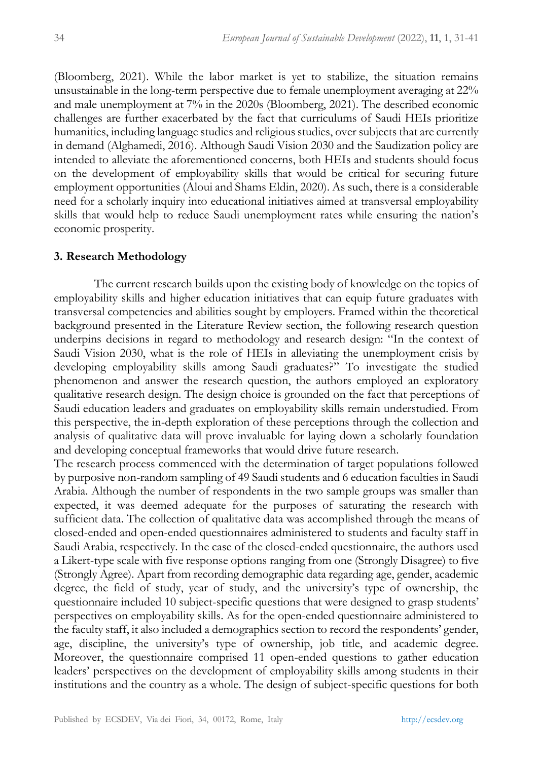(Bloomberg, 2021). While the labor market is yet to stabilize, the situation remains unsustainable in the long-term perspective due to female unemployment averaging at 22% and male unemployment at 7% in the 2020s (Bloomberg, 2021). The described economic challenges are further exacerbated by the fact that curriculums of Saudi HEIs prioritize humanities, including language studies and religious studies, over subjects that are currently in demand (Alghamedi, 2016). Although Saudi Vision 2030 and the Saudization policy are intended to alleviate the aforementioned concerns, both HEIs and students should focus on the development of employability skills that would be critical for securing future employment opportunities (Aloui and Shams Eldin, 2020). As such, there is a considerable need for a scholarly inquiry into educational initiatives aimed at transversal employability skills that would help to reduce Saudi unemployment rates while ensuring the nation's economic prosperity.

## 3. Research Methodology

The current research builds upon the existing body of knowledge on the topics of employability skills and higher education initiatives that can equip future graduates with transversal competencies and abilities sought by employers. Framed within the theoretical background presented in the Literature Review section, the following research question underpins decisions in regard to methodology and research design: "In the context of Saudi Vision 2030, what is the role of HEIs in alleviating the unemployment crisis by developing employability skills among Saudi graduates?" To investigate the studied phenomenon and answer the research question, the authors employed an exploratory qualitative research design. The design choice is grounded on the fact that perceptions of Saudi education leaders and graduates on employability skills remain understudied. From this perspective, the in-depth exploration of these perceptions through the collection and analysis of qualitative data will prove invaluable for laying down a scholarly foundation and developing conceptual frameworks that would drive future research.

The research process commenced with the determination of target populations followed by purposive non-random sampling of 49 Saudi students and 6 education faculties in Saudi Arabia. Although the number of respondents in the two sample groups was smaller than expected, it was deemed adequate for the purposes of saturating the research with sufficient data. The collection of qualitative data was accomplished through the means of closed-ended and open-ended questionnaires administered to students and faculty staff in Saudi Arabia, respectively. In the case of the closed-ended questionnaire, the authors used a Likert-type scale with five response options ranging from one (Strongly Disagree) to five (Strongly Agree). Apart from recording demographic data regarding age, gender, academic degree, the field of study, year of study, and the university's type of ownership, the questionnaire included 10 subject-specific questions that were designed to grasp students' perspectives on employability skills. As for the open-ended questionnaire administered to the faculty staff, it also included a demographics section to record the respondents' gender, age, discipline, the university's type of ownership, job title, and academic degree. Moreover, the questionnaire comprised 11 open-ended questions to gather education leaders' perspectives on the development of employability skills among students in their institutions and the country as a whole. The design of subject-specific questions for both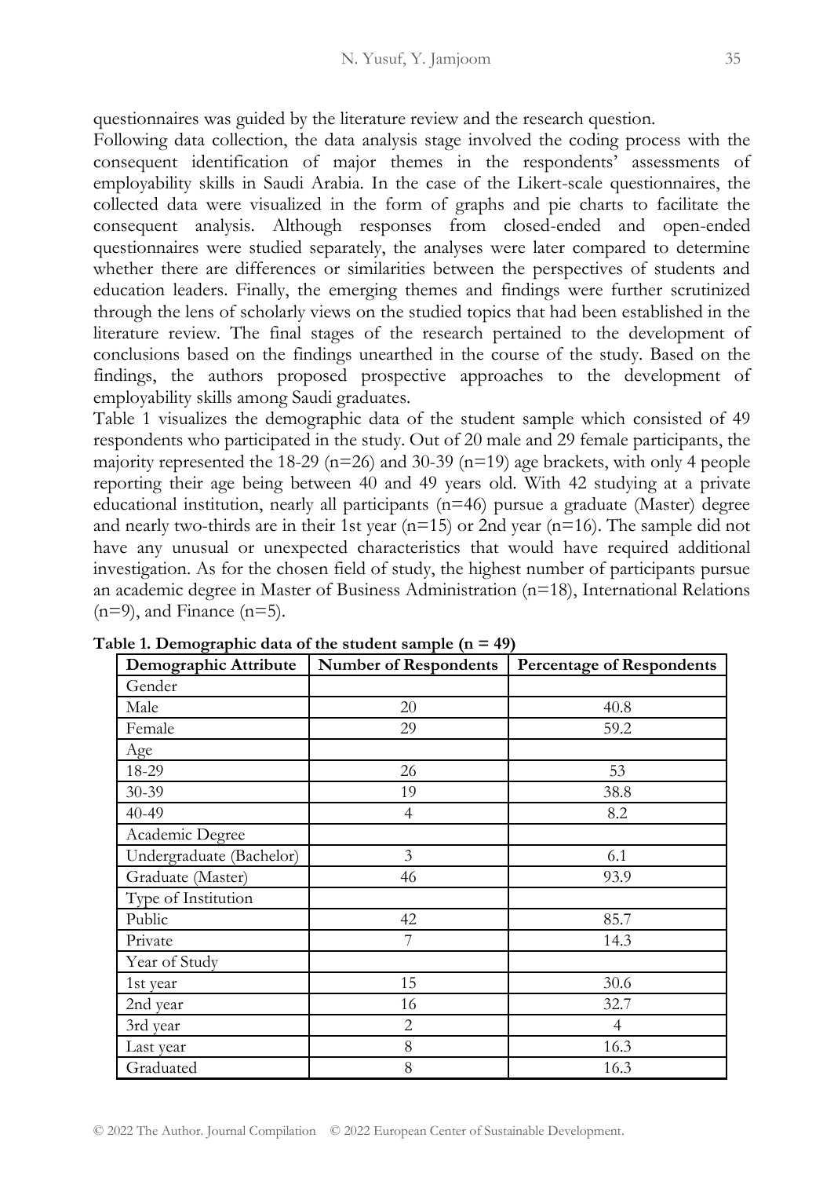questionnaires was guided by the literature review and the research question.

Following data collection, the data analysis stage involved the coding process with the consequent identification of major themes in the respondents' assessments of employability skills in Saudi Arabia. In the case of the Likert-scale questionnaires, the collected data were visualized in the form of graphs and pie charts to facilitate the consequent analysis. Although responses from closed-ended and open-ended questionnaires were studied separately, the analyses were later compared to determine whether there are differences or similarities between the perspectives of students and education leaders. Finally, the emerging themes and findings were further scrutinized through the lens of scholarly views on the studied topics that had been established in the literature review. The final stages of the research pertained to the development of conclusions based on the findings unearthed in the course of the study. Based on the findings, the authors proposed prospective approaches to the development of employability skills among Saudi graduates.

Table 1 visualizes the demographic data of the student sample which consisted of 49 respondents who participated in the study. Out of 20 male and 29 female participants, the majority represented the 18-29 (n=26) and 30-39 (n=19) age brackets, with only 4 people reporting their age being between 40 and 49 years old. With 42 studying at a private educational institution, nearly all participants (n=46) pursue a graduate (Master) degree and nearly two-thirds are in their 1st year (n=15) or 2nd year (n=16). The sample did not have any unusual or unexpected characteristics that would have required additional investigation. As for the chosen field of study, the highest number of participants pursue an academic degree in Master of Business Administration (n=18), International Relations (n=9), and Finance (n=5).

**Table 1. Demographic data of the student sample (n = 49)**

| Demographic Attribute | Number of Respondents | Percentage of Respondents |
|---|---|---|
| Gender | | |
| Male | 20 | 40.8 |
| Female | 29 | 59.2 |
| Age | | |
| 18-29 | 26 | 53 |
| 30-39 | 19 | 38.8 |
| 40-49 | 4 | 8.2 |
| Academic Degree | | |
| Undergraduate (Bachelor) | 3 | 6.1 |
| Graduate (Master) | 46 | 93.9 |
| Type of Institution | | |
| Public | 42 | 85.7 |
| Private | 7 | 14.3 |
| Year of Study | | |
| 1st year | 15 | 30.6 |
| 2nd year | 16 | 32.7 |
| 3rd year | 2 | 4 |
| Last year | 8 | 16.3 |
| Graduated | 8 | 16.3 |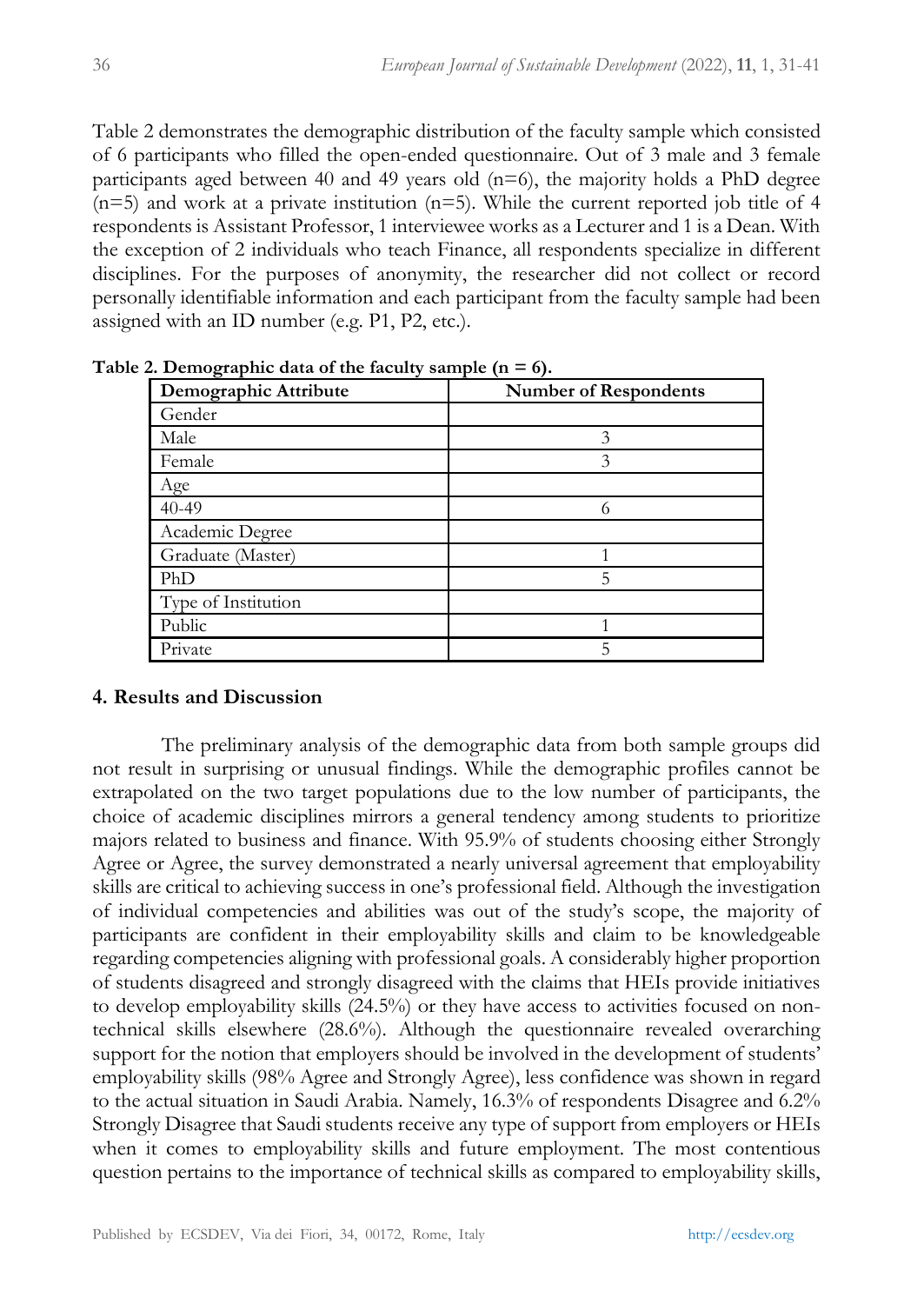Table 2 demonstrates the demographic distribution of the faculty sample which consisted of 6 participants who filled the open-ended questionnaire. Out of 3 male and 3 female participants aged between 40 and 49 years old (n=6), the majority holds a PhD degree (n=5) and work at a private institution (n=5). While the current reported job title of 4 respondents is Assistant Professor, 1 interviewee works as a Lecturer and 1 is a Dean. With the exception of 2 individuals who teach Finance, all respondents specialize in different disciplines. For the purposes of anonymity, the researcher did not collect or record personally identifiable information and each participant from the faculty sample had been assigned with an ID number (e.g. P1, P2, etc.).

**Table 2. Demographic data of the faculty sample (n = 6).**

| Demographic Attribute | Number of Respondents |
|---|---|
| Gender | |
| Male | 3 |
| Female | 3 |
| Age | |
| 40-49 | 6 |
| Academic Degree | |
| Graduate (Master) | 1 |
| PhD | 5 |
| Type of Institution | |
| Public | 1 |
| Private | 5 |

## 4. Results and Discussion

The preliminary analysis of the demographic data from both sample groups did not result in surprising or unusual findings. While the demographic profiles cannot be extrapolated on the two target populations due to the low number of participants, the choice of academic disciplines mirrors a general tendency among students to prioritize majors related to business and finance. With 95.9% of students choosing either Strongly Agree or Agree, the survey demonstrated a nearly universal agreement that employability skills are critical to achieving success in one's professional field. Although the investigation of individual competencies and abilities was out of the study's scope, the majority of participants are confident in their employability skills and claim to be knowledgeable regarding competencies aligning with professional goals. A considerably higher proportion of students disagreed and strongly disagreed with the claims that HEIs provide initiatives to develop employability skills (24.5%) or they have access to activities focused on non-technical skills elsewhere (28.6%). Although the questionnaire revealed overarching support for the notion that employers should be involved in the development of students' employability skills (98% Agree and Strongly Agree), less confidence was shown in regard to the actual situation in Saudi Arabia. Namely, 16.3% of respondents Disagree and 6.2% Strongly Disagree that Saudi students receive any type of support from employers or HEIs when it comes to employability skills and future employment. The most contentious question pertains to the importance of technical skills as compared to employability skills,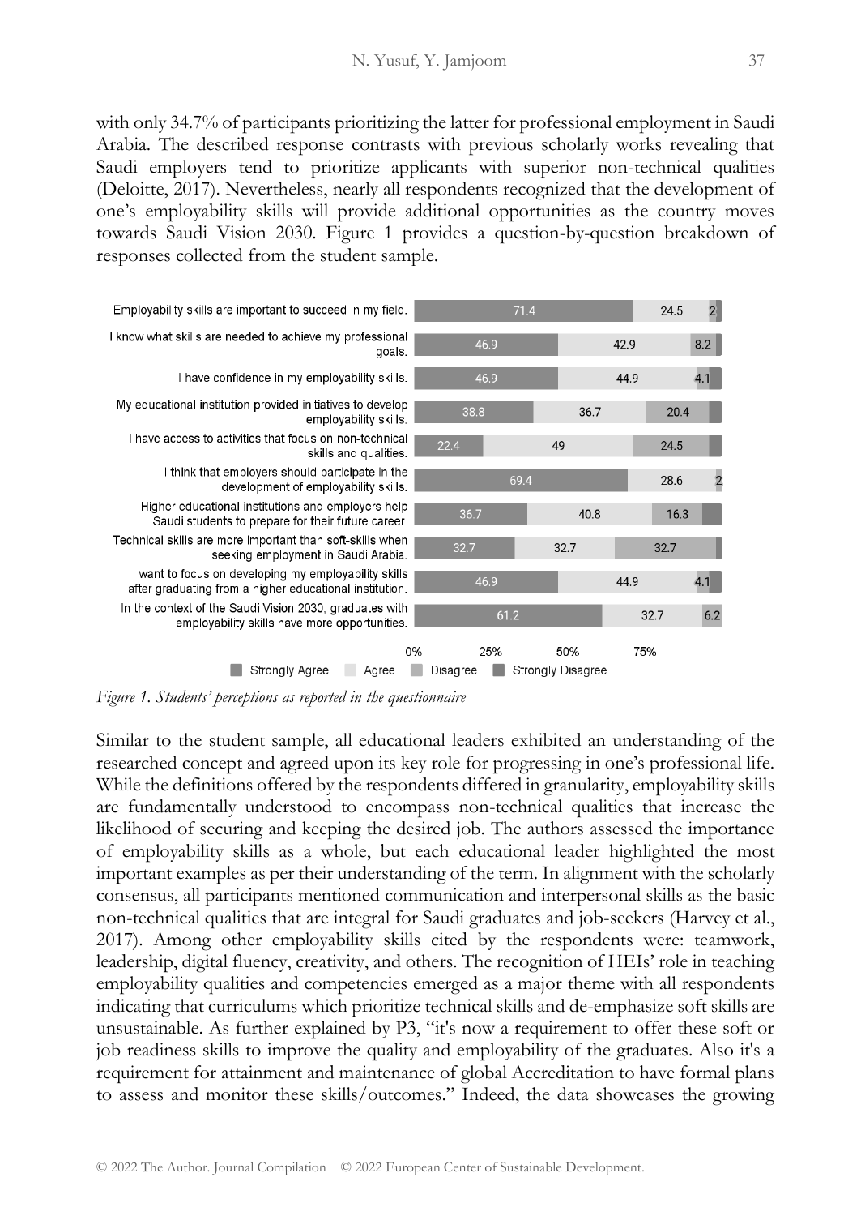with only 34.7% of participants prioritizing the latter for professional employment in Saudi Arabia. The described response contrasts with previous scholarly works revealing that Saudi employers tend to prioritize applicants with superior non-technical qualities (Deloitte, 2017). Nevertheless, nearly all respondents recognized that the development of one's employability skills will provide additional opportunities as the country moves towards Saudi Vision 2030. Figure 1 provides a question-by-question breakdown of responses collected from the student sample.

| Statement | Strongly Agree | Agree | Disagree | Strongly Disagree |
|---|---|---|---|---|
| Employability skills are important to succeed in my field. | 71.4 | 24.5 | 2 | |
| I know what skills are needed to achieve my professional goals. | 46.9 | 42.9 | 8.2 | |
| I have confidence in my employability skills. | 46.9 | 44.9 | 4.1 | |
| My educational institution provided initiatives to develop employability skills. | 38.8 | 36.7 | 20.4 | |
| I have access to activities that focus on non-technical skills and qualities. | 22.4 | 49 | 24.5 | |
| I think that employers should participate in the development of employability skills. | 69.4 | 28.6 | 2 | |
| Higher educational institutions and employers help Saudi students to prepare for their future career. | 36.7 | 40.8 | 16.3 | |
| Technical skills are more important than soft-skills when seeking employment in Saudi Arabia. | 32.7 | 32.7 | 32.7 | |
| I want to focus on developing my employability skills after graduating from a higher educational institution. | 46.9 | 44.9 | 4.1 | |
| In the context of the Saudi Vision 2030, graduates with employability skills have more opportunities. | 61.2 | 32.7 | 6.2 | |

*Figure 1. Students' perceptions as reported in the questionnaire*

Similar to the student sample, all educational leaders exhibited an understanding of the researched concept and agreed upon its key role for progressing in one's professional life. While the definitions offered by the respondents differed in granularity, employability skills are fundamentally understood to encompass non-technical qualities that increase the likelihood of securing and keeping the desired job. The authors assessed the importance of employability skills as a whole, but each educational leader highlighted the most important examples as per their understanding of the term. In alignment with the scholarly consensus, all participants mentioned communication and interpersonal skills as the basic non-technical qualities that are integral for Saudi graduates and job-seekers (Harvey et al., 2017). Among other employability skills cited by the respondents were: teamwork, leadership, digital fluency, creativity, and others. The recognition of HEIs' role in teaching employability qualities and competencies emerged as a major theme with all respondents indicating that curriculums which prioritize technical skills and de-emphasize soft skills are unsustainable. As further explained by P3, "it's now a requirement to offer these soft or job readiness skills to improve the quality and employability of the graduates. Also it's a requirement for attainment and maintenance of global Accreditation to have formal plans to assess and monitor these skills/outcomes." Indeed, the data showcases the growing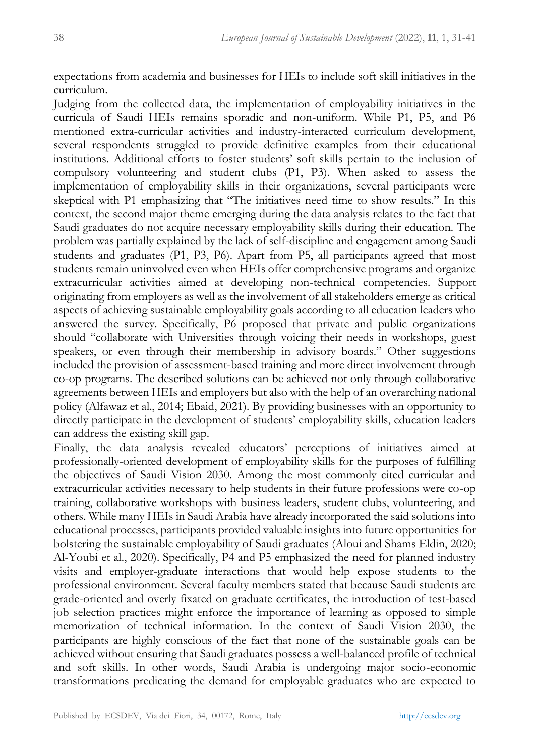expectations from academia and businesses for HEIs to include soft skill initiatives in the curriculum.

Judging from the collected data, the implementation of employability initiatives in the curricula of Saudi HEIs remains sporadic and non-uniform. While P1, P5, and P6 mentioned extra-curricular activities and industry-interacted curriculum development, several respondents struggled to provide definitive examples from their educational institutions. Additional efforts to foster students' soft skills pertain to the inclusion of compulsory volunteering and student clubs (P1, P3). When asked to assess the implementation of employability skills in their organizations, several participants were skeptical with P1 emphasizing that "The initiatives need time to show results." In this context, the second major theme emerging during the data analysis relates to the fact that Saudi graduates do not acquire necessary employability skills during their education. The problem was partially explained by the lack of self-discipline and engagement among Saudi students and graduates (P1, P3, P6). Apart from P5, all participants agreed that most students remain uninvolved even when HEIs offer comprehensive programs and organize extracurricular activities aimed at developing non-technical competencies. Support originating from employers as well as the involvement of all stakeholders emerge as critical aspects of achieving sustainable employability goals according to all education leaders who answered the survey. Specifically, P6 proposed that private and public organizations should "collaborate with Universities through voicing their needs in workshops, guest speakers, or even through their membership in advisory boards." Other suggestions included the provision of assessment-based training and more direct involvement through co-op programs. The described solutions can be achieved not only through collaborative agreements between HEIs and employers but also with the help of an overarching national policy (Alfawaz et al., 2014; Ebaid, 2021). By providing businesses with an opportunity to directly participate in the development of students' employability skills, education leaders can address the existing skill gap.

Finally, the data analysis revealed educators' perceptions of initiatives aimed at professionally-oriented development of employability skills for the purposes of fulfilling the objectives of Saudi Vision 2030. Among the most commonly cited curricular and extracurricular activities necessary to help students in their future professions were co-op training, collaborative workshops with business leaders, student clubs, volunteering, and others. While many HEIs in Saudi Arabia have already incorporated the said solutions into educational processes, participants provided valuable insights into future opportunities for bolstering the sustainable employability of Saudi graduates (Aloui and Shams Eldin, 2020; Al-Youbi et al., 2020). Specifically, P4 and P5 emphasized the need for planned industry visits and employer-graduate interactions that would help expose students to the professional environment. Several faculty members stated that because Saudi students are grade-oriented and overly fixated on graduate certificates, the introduction of test-based job selection practices might enforce the importance of learning as opposed to simple memorization of technical information. In the context of Saudi Vision 2030, the participants are highly conscious of the fact that none of the sustainable goals can be achieved without ensuring that Saudi graduates possess a well-balanced profile of technical and soft skills. In other words, Saudi Arabia is undergoing major socio-economic transformations predicating the demand for employable graduates who are expected to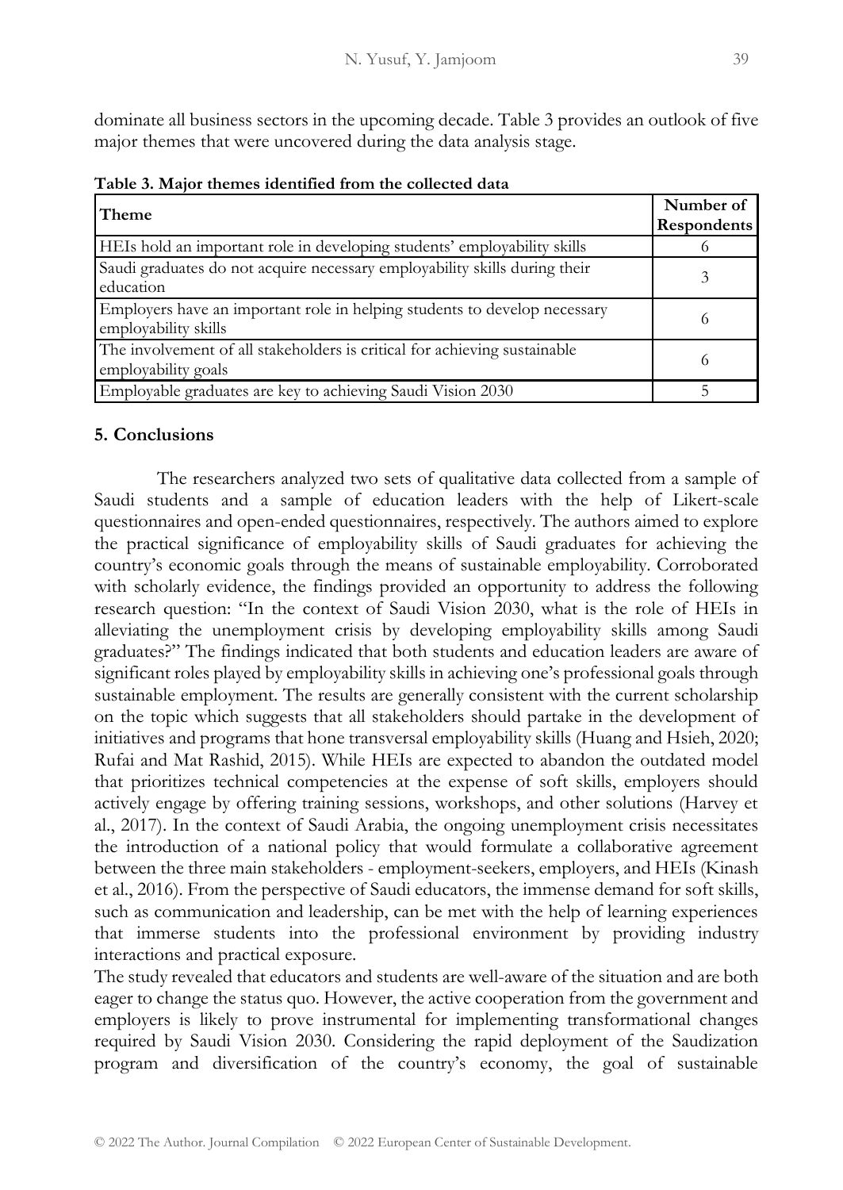dominate all business sectors in the upcoming decade. Table 3 provides an outlook of five major themes that were uncovered during the data analysis stage.

**Table 3. Major themes identified from the collected data**

| Theme | Number of Respondents |
|---|---|
| HEIs hold an important role in developing students' employability skills | 6 |
| Saudi graduates do not acquire necessary employability skills during their education | 3 |
| Employers have an important role in helping students to develop necessary employability skills | 6 |
| The involvement of all stakeholders is critical for achieving sustainable employability goals | 6 |
| Employable graduates are key to achieving Saudi Vision 2030 | 5 |

## 5. Conclusions

The researchers analyzed two sets of qualitative data collected from a sample of Saudi students and a sample of education leaders with the help of Likert-scale questionnaires and open-ended questionnaires, respectively. The authors aimed to explore the practical significance of employability skills of Saudi graduates for achieving the country's economic goals through the means of sustainable employability. Corroborated with scholarly evidence, the findings provided an opportunity to address the following research question: "In the context of Saudi Vision 2030, what is the role of HEIs in alleviating the unemployment crisis by developing employability skills among Saudi graduates?" The findings indicated that both students and education leaders are aware of significant roles played by employability skills in achieving one's professional goals through sustainable employment. The results are generally consistent with the current scholarship on the topic which suggests that all stakeholders should partake in the development of initiatives and programs that hone transversal employability skills (Huang and Hsieh, 2020; Rufai and Mat Rashid, 2015). While HEIs are expected to abandon the outdated model that prioritizes technical competencies at the expense of soft skills, employers should actively engage by offering training sessions, workshops, and other solutions (Harvey et al., 2017). In the context of Saudi Arabia, the ongoing unemployment crisis necessitates the introduction of a national policy that would formulate a collaborative agreement between the three main stakeholders - employment-seekers, employers, and HEIs (Kinash et al., 2016). From the perspective of Saudi educators, the immense demand for soft skills, such as communication and leadership, can be met with the help of learning experiences that immerse students into the professional environment by providing industry interactions and practical exposure.

The study revealed that educators and students are well-aware of the situation and are both eager to change the status quo. However, the active cooperation from the government and employers is likely to prove instrumental for implementing transformational changes required by Saudi Vision 2030. Considering the rapid deployment of the Saudization program and diversification of the country's economy, the goal of sustainable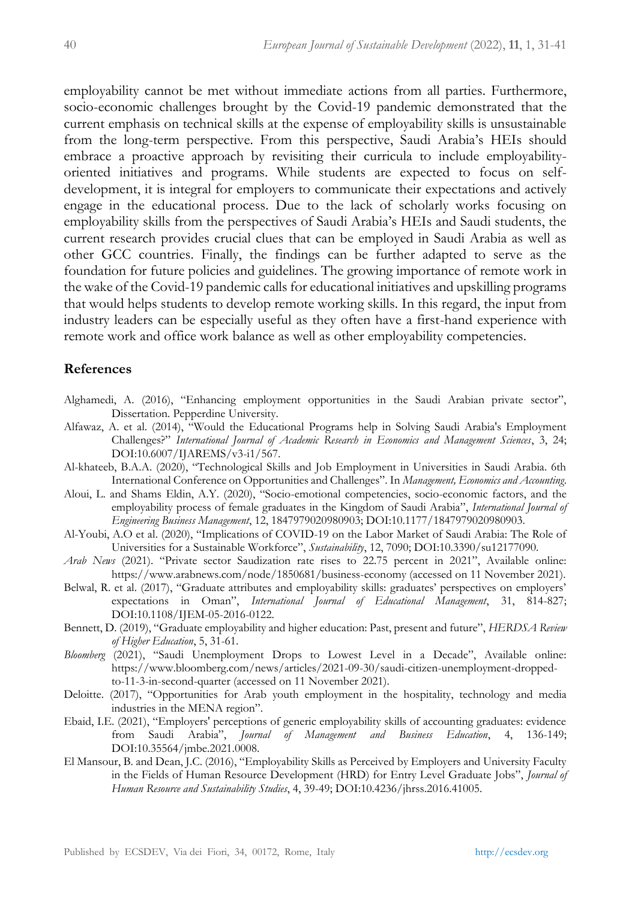employability cannot be met without immediate actions from all parties. Furthermore, socio-economic challenges brought by the Covid-19 pandemic demonstrated that the current emphasis on technical skills at the expense of employability skills is unsustainable from the long-term perspective. From this perspective, Saudi Arabia's HEIs should embrace a proactive approach by revisiting their curricula to include employability-oriented initiatives and programs. While students are expected to focus on self-development, it is integral for employers to communicate their expectations and actively engage in the educational process. Due to the lack of scholarly works focusing on employability skills from the perspectives of Saudi Arabia's HEIs and Saudi students, the current research provides crucial clues that can be employed in Saudi Arabia as well as other GCC countries. Finally, the findings can be further adapted to serve as the foundation for future policies and guidelines. The growing importance of remote work in the wake of the Covid-19 pandemic calls for educational initiatives and upskilling programs that would helps students to develop remote working skills. In this regard, the input from industry leaders can be especially useful as they often have a first-hand experience with remote work and office work balance as well as other employability competencies.

## References

Alghamedi, A. (2016), "Enhancing employment opportunities in the Saudi Arabian private sector", Dissertation. Pepperdine University.

Alfawaz, A. et al. (2014), "Would the Educational Programs help in Solving Saudi Arabia's Employment Challenges?" *International Journal of Academic Research in Economics and Management Sciences*, 3, 24; DOI:10.6007/IJAREMS/v3-i1/567.

Al-khateeb, B.A.A. (2020), "Technological Skills and Job Employment in Universities in Saudi Arabia. 6th International Conference on Opportunities and Challenges". In *Management, Economics and Accounting*.

Aloui, L. and Shams Eldin, A.Y. (2020), "Socio-emotional competencies, socio-economic factors, and the employability process of female graduates in the Kingdom of Saudi Arabia", *International Journal of Engineering Business Management*, 12, 1847979020980903; DOI:10.1177/1847979020980903.

Al-Youbi, A.O et al. (2020), "Implications of COVID-19 on the Labor Market of Saudi Arabia: The Role of Universities for a Sustainable Workforce", *Sustainability*, 12, 7090; DOI:10.3390/su12177090.

*Arab News* (2021). "Private sector Saudization rate rises to 22.75 percent in 2021", Available online: https://www.arabnews.com/node/1850681/business-economy (accessed on 11 November 2021).

Belwal, R. et al. (2017), "Graduate attributes and employability skills: graduates' perspectives on employers' expectations in Oman", *International Journal of Educational Management*, 31, 814-827; DOI:10.1108/IJEM-05-2016-0122.

Bennett, D. (2019), "Graduate employability and higher education: Past, present and future", *HERDSA Review of Higher Education*, 5, 31-61.

*Bloomberg* (2021), "Saudi Unemployment Drops to Lowest Level in a Decade", Available online: https://www.bloomberg.com/news/articles/2021-09-30/saudi-citizen-unemployment-dropped-to-11-3-in-second-quarter (accessed on 11 November 2021).

Deloitte. (2017), "Opportunities for Arab youth employment in the hospitality, technology and media industries in the MENA region".

Ebaid, I.E. (2021), "Employers' perceptions of generic employability skills of accounting graduates: evidence from Saudi Arabia", *Journal of Management and Business Education*, 4, 136-149; DOI:10.35564/jmbe.2021.0008.

El Mansour, B. and Dean, J.C. (2016), "Employability Skills as Perceived by Employers and University Faculty in the Fields of Human Resource Development (HRD) for Entry Level Graduate Jobs", *Journal of Human Resource and Sustainability Studies*, 4, 39-49; DOI:10.4236/jhrss.2016.41005.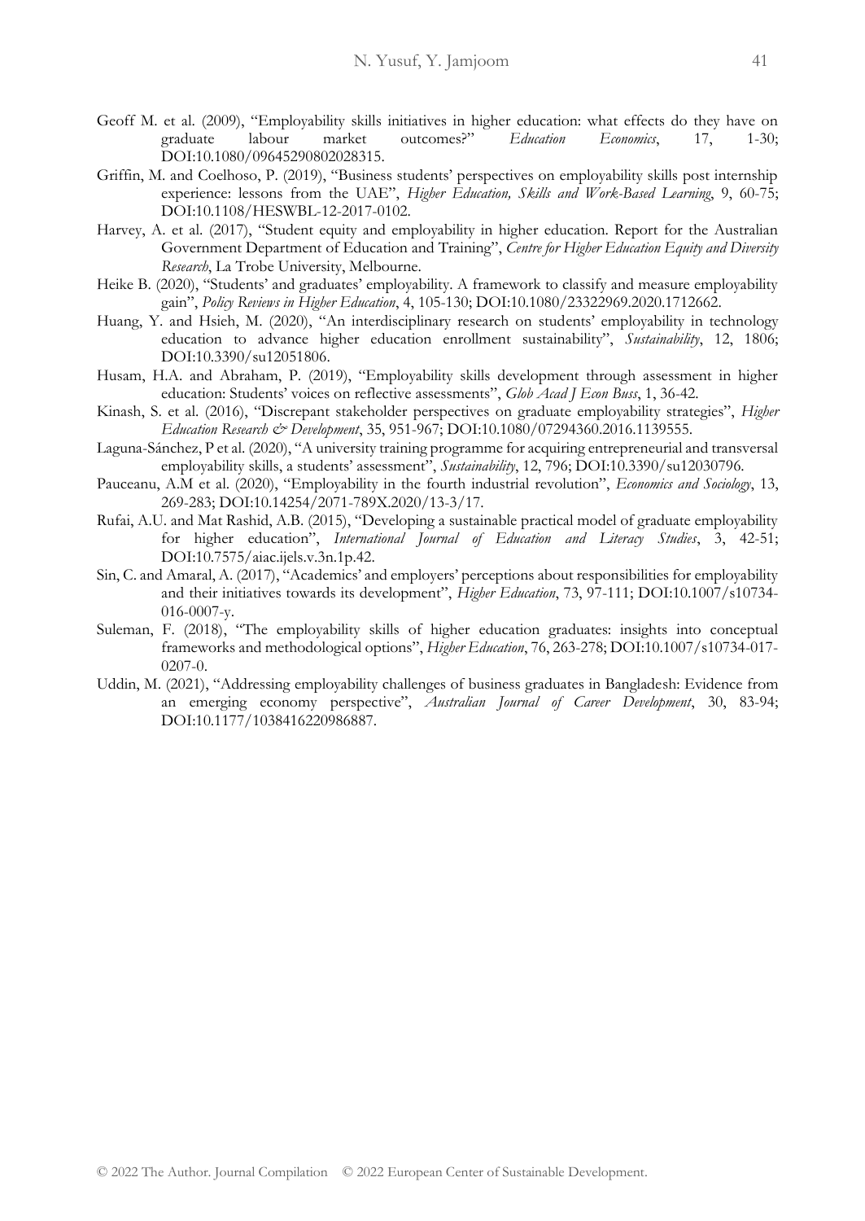Geoff M. et al. (2009), "Employability skills initiatives in higher education: what effects do they have on graduate labour market outcomes?" *Education Economics*, 17, 1-30; DOI:10.1080/09645290802028315.

Griffin, M. and Coelhoso, P. (2019), "Business students' perspectives on employability skills post internship experience: lessons from the UAE", *Higher Education, Skills and Work-Based Learning*, 9, 60-75; DOI:10.1108/HESWBL-12-2017-0102.

Harvey, A. et al. (2017), "Student equity and employability in higher education. Report for the Australian Government Department of Education and Training", *Centre for Higher Education Equity and Diversity Research*, La Trobe University, Melbourne.

Heike B. (2020), "Students' and graduates' employability. A framework to classify and measure employability gain", *Policy Reviews in Higher Education*, 4, 105-130; DOI:10.1080/23322969.2020.1712662.

Huang, Y. and Hsieh, M. (2020), "An interdisciplinary research on students' employability in technology education to advance higher education enrollment sustainability", *Sustainability*, 12, 1806; DOI:10.3390/su12051806.

Husam, H.A. and Abraham, P. (2019), "Employability skills development through assessment in higher education: Students' voices on reflective assessments", *Glob Acad J Econ Buss*, 1, 36-42.

Kinash, S. et al. (2016), "Discrepant stakeholder perspectives on graduate employability strategies", *Higher Education Research & Development*, 35, 951-967; DOI:10.1080/07294360.2016.1139555.

Laguna-Sánchez, P et al. (2020), "A university training programme for acquiring entrepreneurial and transversal employability skills, a students' assessment", *Sustainability*, 12, 796; DOI:10.3390/su12030796.

Pauceanu, A.M et al. (2020), "Employability in the fourth industrial revolution", *Economics and Sociology*, 13, 269-283; DOI:10.14254/2071-789X.2020/13-3/17.

Rufai, A.U. and Mat Rashid, A.B. (2015), "Developing a sustainable practical model of graduate employability for higher education", *International Journal of Education and Literacy Studies*, 3, 42-51; DOI:10.7575/aiac.ijels.v.3n.1p.42.

Sin, C. and Amaral, A. (2017), "Academics' and employers' perceptions about responsibilities for employability and their initiatives towards its development", *Higher Education*, 73, 97-111; DOI:10.1007/s10734-016-0007-y.

Suleman, F. (2018), "The employability skills of higher education graduates: insights into conceptual frameworks and methodological options", *Higher Education*, 76, 263-278; DOI:10.1007/s10734-017-0207-0.

Uddin, M. (2021), "Addressing employability challenges of business graduates in Bangladesh: Evidence from an emerging economy perspective", *Australian Journal of Career Development*, 30, 83-94; DOI:10.1177/1038416220986887.